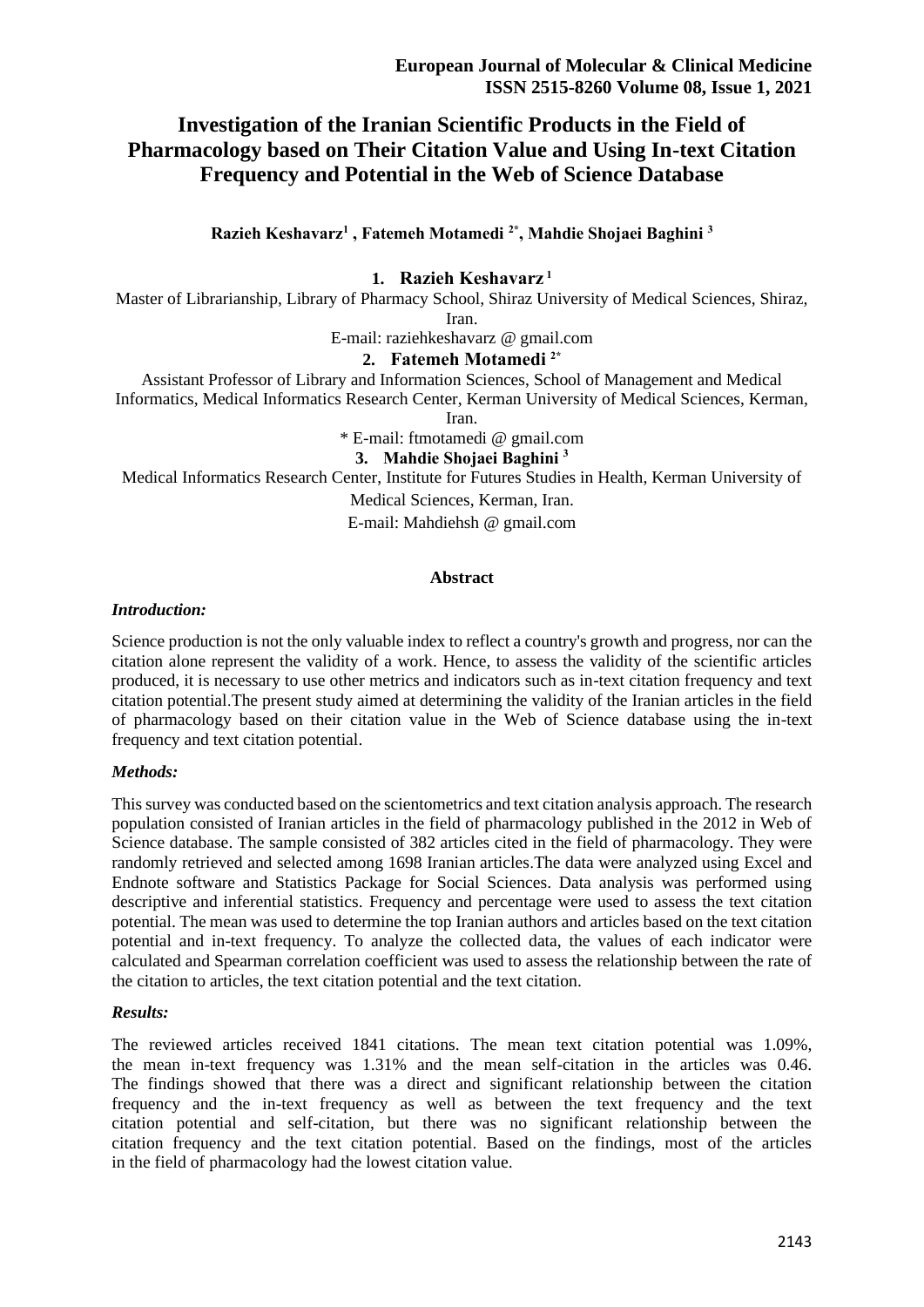# Investigation of the Iranian Scientific Products in the Field of Pharmacology based on Their Citation Value and Using In-text Citation Frequency and Potential in the Web of Science Database

**Razieh Keshavarz[1] , Fatemeh Motamedi [2*], Mahdie Shojaei Baghini [3]**

**1. Razieh Keshavarz [1]**

Master of Librarianship, Library of Pharmacy School, Shiraz University of Medical Sciences, Shiraz, Iran.

E-mail: raziehkeshavarz @ gmail.com

**2. Fatemeh Motamedi [2*]**

Assistant Professor of Library and Information Sciences, School of Management and Medical Informatics, Medical Informatics Research Center, Kerman University of Medical Sciences, Kerman, Iran.

\* E-mail: ftmotamedi @ gmail.com

**3. Mahdie Shojaei Baghini [3]**

Medical Informatics Research Center, Institute for Futures Studies in Health, Kerman University of Medical Sciences, Kerman, Iran.

E-mail: Mahdiehsh @ gmail.com

## Abstract

### *Introduction:*

Science production is not the only valuable index to reflect a country's growth and progress, nor can the citation alone represent the validity of a work. Hence, to assess the validity of the scientific articles produced, it is necessary to use other metrics and indicators such as in-text citation frequency and text citation potential.The present study aimed at determining the validity of the Iranian articles in the field of pharmacology based on their citation value in the Web of Science database using the in-text frequency and text citation potential.

### *Methods:*

This survey was conducted based on the scientometrics and text citation analysis approach. The research population consisted of Iranian articles in the field of pharmacology published in the 2012 in Web of Science database. The sample consisted of 382 articles cited in the field of pharmacology. They were randomly retrieved and selected among 1698 Iranian articles.The data were analyzed using Excel and Endnote software and Statistics Package for Social Sciences. Data analysis was performed using descriptive and inferential statistics. Frequency and percentage were used to assess the text citation potential. The mean was used to determine the top Iranian authors and articles based on the text citation potential and in-text frequency. To analyze the collected data, the values of each indicator were calculated and Spearman correlation coefficient was used to assess the relationship between the rate of the citation to articles, the text citation potential and the text citation.

### *Results:*

The reviewed articles received 1841 citations. The mean text citation potential was 1.09%, the mean in-text frequency was 1.31% and the mean self-citation in the articles was 0.46. The findings showed that there was a direct and significant relationship between the citation frequency and the in-text frequency as well as between the text frequency and the text citation potential and self-citation, but there was no significant relationship between the citation frequency and the text citation potential. Based on the findings, most of the articles in the field of pharmacology had the lowest citation value.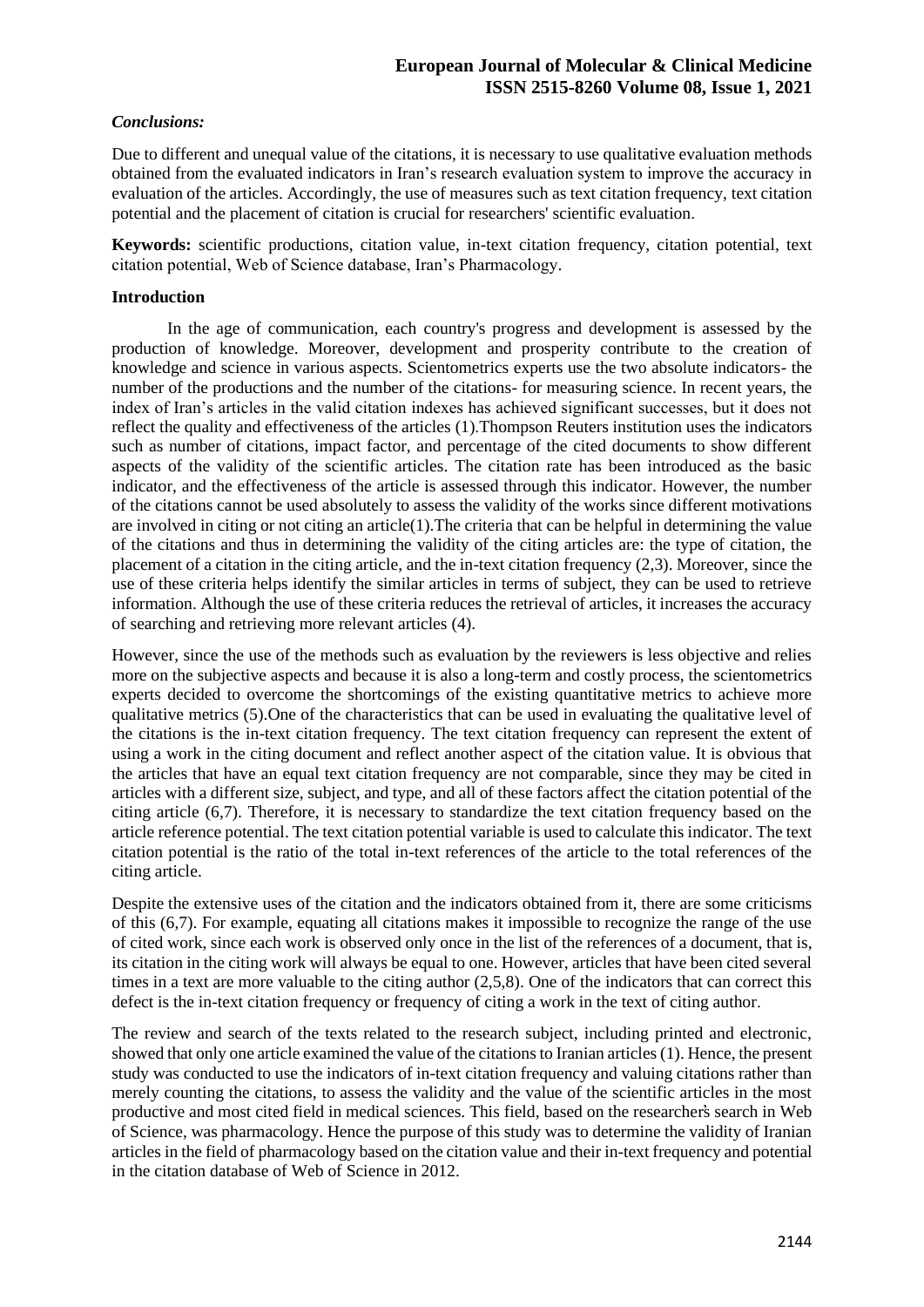### *Conclusions:*

Due to different and unequal value of the citations, it is necessary to use qualitative evaluation methods obtained from the evaluated indicators in Iran's research evaluation system to improve the accuracy in evaluation of the articles. Accordingly, the use of measures such as text citation frequency, text citation potential and the placement of citation is crucial for researchers' scientific evaluation.

**Keywords:** scientific productions, citation value, in-text citation frequency, citation potential, text citation potential, Web of Science database, Iran's Pharmacology.

## Introduction

In the age of communication, each country's progress and development is assessed by the production of knowledge. Moreover, development and prosperity contribute to the creation of knowledge and science in various aspects. Scientometrics experts use the two absolute indicators- the number of the productions and the number of the citations- for measuring science. In recent years, the index of Iran's articles in the valid citation indexes has achieved significant successes, but it does not reflect the quality and effectiveness of the articles (1).Thompson Reuters institution uses the indicators such as number of citations, impact factor, and percentage of the cited documents to show different aspects of the validity of the scientific articles. The citation rate has been introduced as the basic indicator, and the effectiveness of the article is assessed through this indicator. However, the number of the citations cannot be used absolutely to assess the validity of the works since different motivations are involved in citing or not citing an article(1).The criteria that can be helpful in determining the value of the citations and thus in determining the validity of the citing articles are: the type of citation, the placement of a citation in the citing article, and the in-text citation frequency (2,3). Moreover, since the use of these criteria helps identify the similar articles in terms of subject, they can be used to retrieve information. Although the use of these criteria reduces the retrieval of articles, it increases the accuracy of searching and retrieving more relevant articles (4).

However, since the use of the methods such as evaluation by the reviewers is less objective and relies more on the subjective aspects and because it is also a long-term and costly process, the scientometrics experts decided to overcome the shortcomings of the existing quantitative metrics to achieve more qualitative metrics (5).One of the characteristics that can be used in evaluating the qualitative level of the citations is the in-text citation frequency. The text citation frequency can represent the extent of using a work in the citing document and reflect another aspect of the citation value. It is obvious that the articles that have an equal text citation frequency are not comparable, since they may be cited in articles with a different size, subject, and type, and all of these factors affect the citation potential of the citing article (6,7). Therefore, it is necessary to standardize the text citation frequency based on the article reference potential. The text citation potential variable is used to calculate this indicator. The text citation potential is the ratio of the total in-text references of the article to the total references of the citing article.

Despite the extensive uses of the citation and the indicators obtained from it, there are some criticisms of this (6,7). For example, equating all citations makes it impossible to recognize the range of the use of cited work, since each work is observed only once in the list of the references of a document, that is, its citation in the citing work will always be equal to one. However, articles that have been cited several times in a text are more valuable to the citing author (2,5,8). One of the indicators that can correct this defect is the in-text citation frequency or frequency of citing a work in the text of citing author.

The review and search of the texts related to the research subject, including printed and electronic, showed that only one article examined the value of the citations to Iranian articles (1). Hence, the present study was conducted to use the indicators of in-text citation frequency and valuing citations rather than merely counting the citations, to assess the validity and the value of the scientific articles in the most productive and most cited field in medical sciences. This field, based on the researchers̕ search in Web of Science, was pharmacology. Hence the purpose of this study was to determine the validity of Iranian articles in the field of pharmacology based on the citation value and their in-text frequency and potential in the citation database of Web of Science in 2012.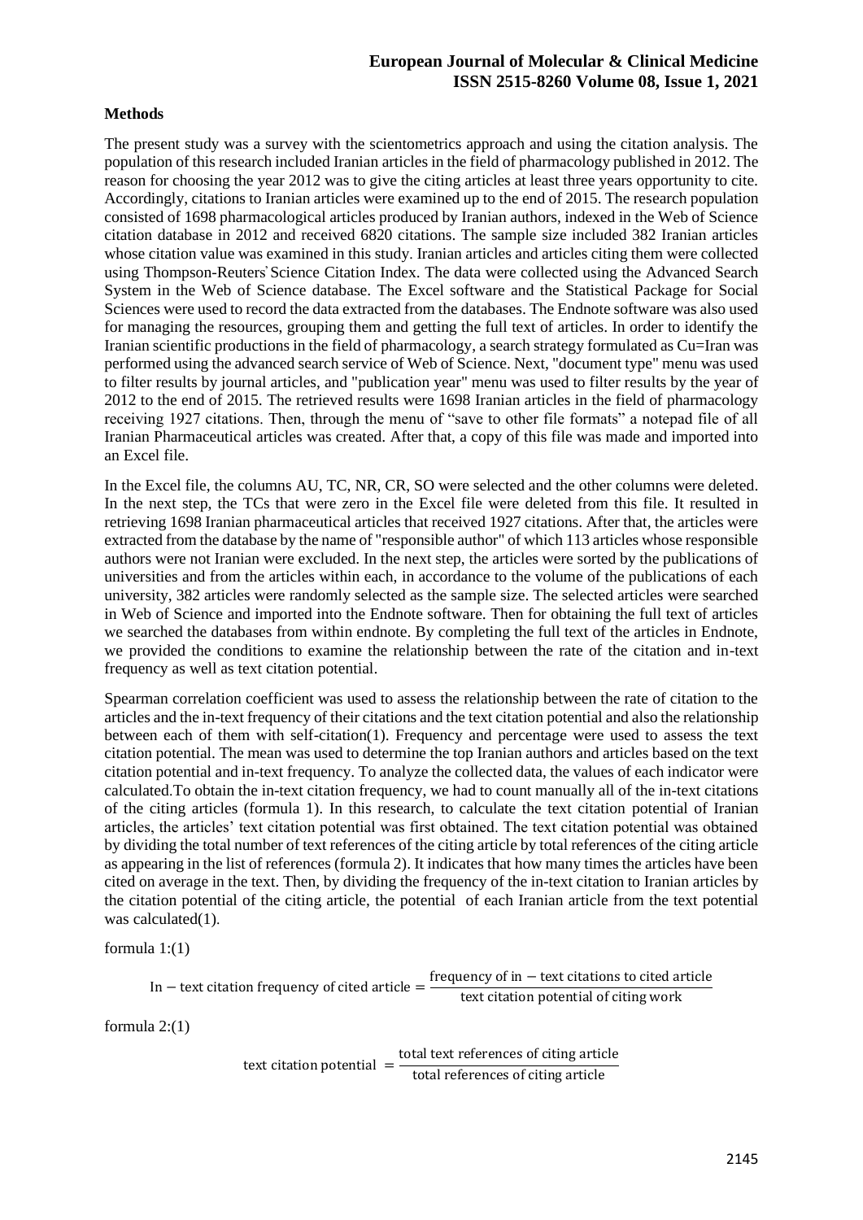## Methods

The present study was a survey with the scientometrics approach and using the citation analysis. The population of this research included Iranian articles in the field of pharmacology published in 2012. The reason for choosing the year 2012 was to give the citing articles at least three years opportunity to cite. Accordingly, citations to Iranian articles were examined up to the end of 2015. The research population consisted of 1698 pharmacological articles produced by Iranian authors, indexed in the Web of Science citation database in 2012 and received 6820 citations. The sample size included 382 Iranian articles whose citation value was examined in this study. Iranian articles and articles citing them were collected using Thompson-Reuters' Science Citation Index. The data were collected using the Advanced Search System in the Web of Science database. The Excel software and the Statistical Package for Social Sciences were used to record the data extracted from the databases. The Endnote software was also used for managing the resources, grouping them and getting the full text of articles. In order to identify the Iranian scientific productions in the field of pharmacology, a search strategy formulated as Cu=Iran was performed using the advanced search service of Web of Science. Next, "document type" menu was used to filter results by journal articles, and "publication year" menu was used to filter results by the year of 2012 to the end of 2015. The retrieved results were 1698 Iranian articles in the field of pharmacology receiving 1927 citations. Then, through the menu of "save to other file formats" a notepad file of all Iranian Pharmaceutical articles was created. After that, a copy of this file was made and imported into an Excel file.

In the Excel file, the columns AU, TC, NR, CR, SO were selected and the other columns were deleted. In the next step, the TCs that were zero in the Excel file were deleted from this file. It resulted in retrieving 1698 Iranian pharmaceutical articles that received 1927 citations. After that, the articles were extracted from the database by the name of "responsible author" of which 113 articles whose responsible authors were not Iranian were excluded. In the next step, the articles were sorted by the publications of universities and from the articles within each, in accordance to the volume of the publications of each university, 382 articles were randomly selected as the sample size. The selected articles were searched in Web of Science and imported into the Endnote software. Then for obtaining the full text of articles we searched the databases from within endnote. By completing the full text of the articles in Endnote, we provided the conditions to examine the relationship between the rate of the citation and in-text frequency as well as text citation potential.

Spearman correlation coefficient was used to assess the relationship between the rate of citation to the articles and the in-text frequency of their citations and the text citation potential and also the relationship between each of them with self-citation(1). Frequency and percentage were used to assess the text citation potential. The mean was used to determine the top Iranian authors and articles based on the text citation potential and in-text frequency. To analyze the collected data, the values of each indicator were calculated.To obtain the in-text citation frequency, we had to count manually all of the in-text citations of the citing articles (formula 1). In this research, to calculate the text citation potential of Iranian articles, the articles' text citation potential was first obtained. The text citation potential was obtained by dividing the total number of text references of the citing article by total references of the citing article as appearing in the list of references (formula 2). It indicates that how many times the articles have been cited on average in the text. Then, by dividing the frequency of the in-text citation to Iranian articles by the citation potential of the citing article, the potential of each Iranian article from the text potential was calculated(1).

formula 1:(1)

$$\text{In} - \text{text citation frequency of cited article} = \frac{\text{frequency of in} - \text{text citations to cited article}}{\text{text citation potential of citing work}}$$

formula 2:(1)

$$\text{text citation potential} = \frac{\text{total text references of citing article}}{\text{total references of citing article}}$$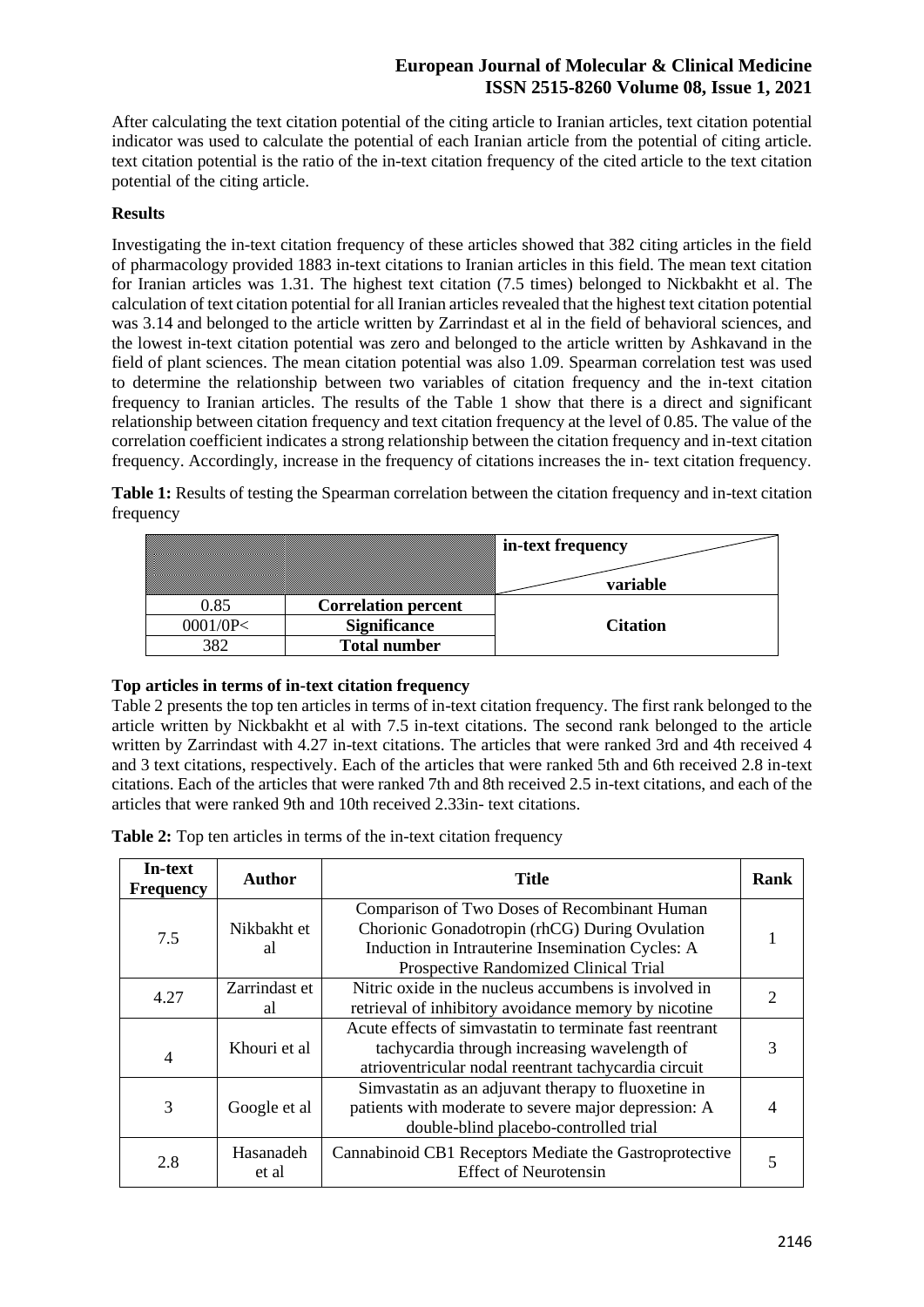After calculating the text citation potential of the citing article to Iranian articles, text citation potential indicator was used to calculate the potential of each Iranian article from the potential of citing article. text citation potential is the ratio of the in-text citation frequency of the cited article to the text citation potential of the citing article.

## Results

Investigating the in-text citation frequency of these articles showed that 382 citing articles in the field of pharmacology provided 1883 in-text citations to Iranian articles in this field. The mean text citation for Iranian articles was 1.31. The highest text citation (7.5 times) belonged to Nickbakht et al. The calculation of text citation potential for all Iranian articles revealed that the highest text citation potential was 3.14 and belonged to the article written by Zarrindast et al in the field of behavioral sciences, and the lowest in-text citation potential was zero and belonged to the article written by Ashkavand in the field of plant sciences. The mean citation potential was also 1.09. Spearman correlation test was used to determine the relationship between two variables of citation frequency and the in-text citation frequency to Iranian articles. The results of the Table 1 show that there is a direct and significant relationship between citation frequency and text citation frequency at the level of 0.85. The value of the correlation coefficient indicates a strong relationship between the citation frequency and in-text citation frequency. Accordingly, increase in the frequency of citations increases the in- text citation frequency.

**Table 1:** Results of testing the Spearman correlation between the citation frequency and in-text citation frequency

| | | in-text frequency / variable |
|---|---|---|
| 0.85 | **Correlation percent** | **Citation** |
| 0001/0P< | **Significance** | |
| 382 | **Total number** | |

### Top articles in terms of in-text citation frequency

Table 2 presents the top ten articles in terms of in-text citation frequency. The first rank belonged to the article written by Nickbakht et al with 7.5 in-text citations. The second rank belonged to the article written by Zarrindast with 4.27 in-text citations. The articles that were ranked 3rd and 4th received 4 and 3 text citations, respectively. Each of the articles that were ranked 5th and 6th received 2.8 in-text citations. Each of the articles that were ranked 7th and 8th received 2.5 in-text citations, and each of the articles that were ranked 9th and 10th received 2.33in- text citations.

**Table 2:** Top ten articles in terms of the in-text citation frequency

| In-text Frequency | Author | Title | Rank |
|---|---|---|---|
| 7.5 | Nikbakht et al | Comparison of Two Doses of Recombinant Human Chorionic Gonadotropin (rhCG) During Ovulation Induction in Intrauterine Insemination Cycles: A Prospective Randomized Clinical Trial | 1 |
| 4.27 | Zarrindast et al | Nitric oxide in the nucleus accumbens is involved in retrieval of inhibitory avoidance memory by nicotine | 2 |
| 4 | Khouri et al | Acute effects of simvastatin to terminate fast reentrant tachycardia through increasing wavelength of atrioventricular nodal reentrant tachycardia circuit | 3 |
| 3 | Google et al | Simvastatin as an adjuvant therapy to fluoxetine in patients with moderate to severe major depression: A double-blind placebo-controlled trial | 4 |
| 2.8 | Hasanadeh et al | Cannabinoid CB1 Receptors Mediate the Gastroprotective Effect of Neurotensin | 5 |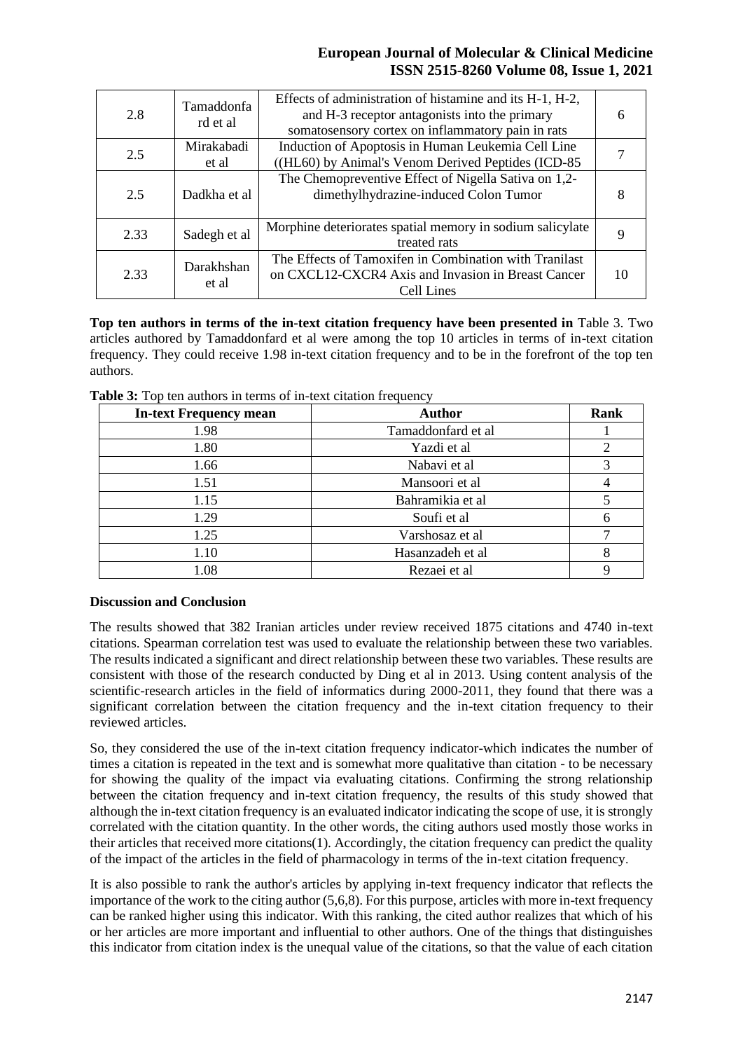| 2.8 | Tamaddonfard et al | Effects of administration of histamine and its H-1, H-2, and H-3 receptor antagonists into the primary somatosensory cortex on inflammatory pain in rats | 6 |
|---|---|---|---|
| 2.5 | Mirakabadi et al | Induction of Apoptosis in Human Leukemia Cell Line ((HL60) by Animal's Venom Derived Peptides (ICD-85 | 7 |
| 2.5 | Dadkha et al | The Chemopreventive Effect of Nigella Sativa on 1,2-dimethylhydrazine-induced Colon Tumor | 8 |
| 2.33 | Sadegh et al | Morphine deteriorates spatial memory in sodium salicylate treated rats | 9 |
| 2.33 | Darakhshan et al | The Effects of Tamoxifen in Combination with Tranilast on CXCL12-CXCR4 Axis and Invasion in Breast Cancer Cell Lines | 10 |

**Top ten authors in terms of the in-text citation frequency have been presented in** Table 3. Two articles authored by Tamaddonfard et al were among the top 10 articles in terms of in-text citation frequency. They could receive 1.98 in-text citation frequency and to be in the forefront of the top ten authors.

**Table 3:** Top ten authors in terms of in-text citation frequency

| In-text Frequency mean | Author | Rank |
|---|---|---|
| 1.98 | Tamaddonfard et al | 1 |
| 1.80 | Yazdi et al | 2 |
| 1.66 | Nabavi et al | 3 |
| 1.51 | Mansoori et al | 4 |
| 1.15 | Bahramikia et al | 5 |
| 1.29 | Soufi et al | 6 |
| 1.25 | Varshosaz et al | 7 |
| 1.10 | Hasanzadeh et al | 8 |
| 1.08 | Rezaei et al | 9 |

**Discussion and Conclusion**

The results showed that 382 Iranian articles under review received 1875 citations and 4740 in-text citations. Spearman correlation test was used to evaluate the relationship between these two variables. The results indicated a significant and direct relationship between these two variables. These results are consistent with those of the research conducted by Ding et al in 2013. Using content analysis of the scientific-research articles in the field of informatics during 2000-2011, they found that there was a significant correlation between the citation frequency and the in-text citation frequency to their reviewed articles.

So, they considered the use of the in-text citation frequency indicator-which indicates the number of times a citation is repeated in the text and is somewhat more qualitative than citation - to be necessary for showing the quality of the impact via evaluating citations. Confirming the strong relationship between the citation frequency and in-text citation frequency, the results of this study showed that although the in-text citation frequency is an evaluated indicator indicating the scope of use, it is strongly correlated with the citation quantity. In the other words, the citing authors used mostly those works in their articles that received more citations(1). Accordingly, the citation frequency can predict the quality of the impact of the articles in the field of pharmacology in terms of the in-text citation frequency.

It is also possible to rank the author's articles by applying in-text frequency indicator that reflects the importance of the work to the citing author (5,6,8). For this purpose, articles with more in-text frequency can be ranked higher using this indicator. With this ranking, the cited author realizes that which of his or her articles are more important and influential to other authors. One of the things that distinguishes this indicator from citation index is the unequal value of the citations, so that the value of each citation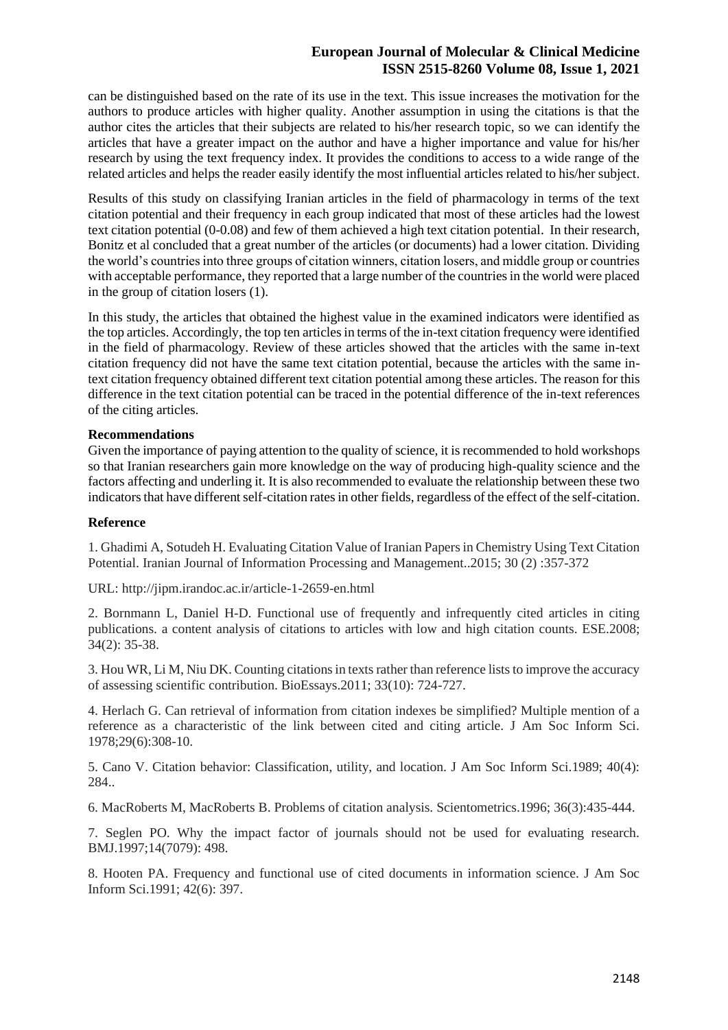can be distinguished based on the rate of its use in the text. This issue increases the motivation for the authors to produce articles with higher quality. Another assumption in using the citations is that the author cites the articles that their subjects are related to his/her research topic, so we can identify the articles that have a greater impact on the author and have a higher importance and value for his/her research by using the text frequency index. It provides the conditions to access to a wide range of the related articles and helps the reader easily identify the most influential articles related to his/her subject.

Results of this study on classifying Iranian articles in the field of pharmacology in terms of the text citation potential and their frequency in each group indicated that most of these articles had the lowest text citation potential (0-0.08) and few of them achieved a high text citation potential. In their research, Bonitz et al concluded that a great number of the articles (or documents) had a lower citation. Dividing the world's countries into three groups of citation winners, citation losers, and middle group or countries with acceptable performance, they reported that a large number of the countries in the world were placed in the group of citation losers (1).

In this study, the articles that obtained the highest value in the examined indicators were identified as the top articles. Accordingly, the top ten articles in terms of the in-text citation frequency were identified in the field of pharmacology. Review of these articles showed that the articles with the same in-text citation frequency did not have the same text citation potential, because the articles with the same in-text citation frequency obtained different text citation potential among these articles. The reason for this difference in the text citation potential can be traced in the potential difference of the in-text references of the citing articles.

**Recommendations**

Given the importance of paying attention to the quality of science, it is recommended to hold workshops so that Iranian researchers gain more knowledge on the way of producing high-quality science and the factors affecting and underling it. It is also recommended to evaluate the relationship between these two indicators that have different self-citation rates in other fields, regardless of the effect of the self-citation.

**Reference**

1. Ghadimi A, Sotudeh H. Evaluating Citation Value of Iranian Papers in Chemistry Using Text Citation Potential. Iranian Journal of Information Processing and Management..2015; 30 (2) :357-372

URL: http://jipm.irandoc.ac.ir/article-1-2659-en.html

2. Bornmann L, Daniel H-D. Functional use of frequently and infrequently cited articles in citing publications. a content analysis of citations to articles with low and high citation counts. ESE.2008; 34(2): 35-38.

3. Hou WR, Li M, Niu DK. Counting citations in texts rather than reference lists to improve the accuracy of assessing scientific contribution. BioEssays.2011; 33(10): 724-727.

4. Herlach G. Can retrieval of information from citation indexes be simplified? Multiple mention of a reference as a characteristic of the link between cited and citing article. J Am Soc Inform Sci. 1978;29(6):308-10.

5. Cano V. Citation behavior: Classification, utility, and location. J Am Soc Inform Sci.1989; 40(4): 284..

6. MacRoberts M, MacRoberts B. Problems of citation analysis. Scientometrics.1996; 36(3):435-444.

7. Seglen PO. Why the impact factor of journals should not be used for evaluating research. BMJ.1997;14(7079): 498.

8. Hooten PA. Frequency and functional use of cited documents in information science. J Am Soc Inform Sci.1991; 42(6): 397.